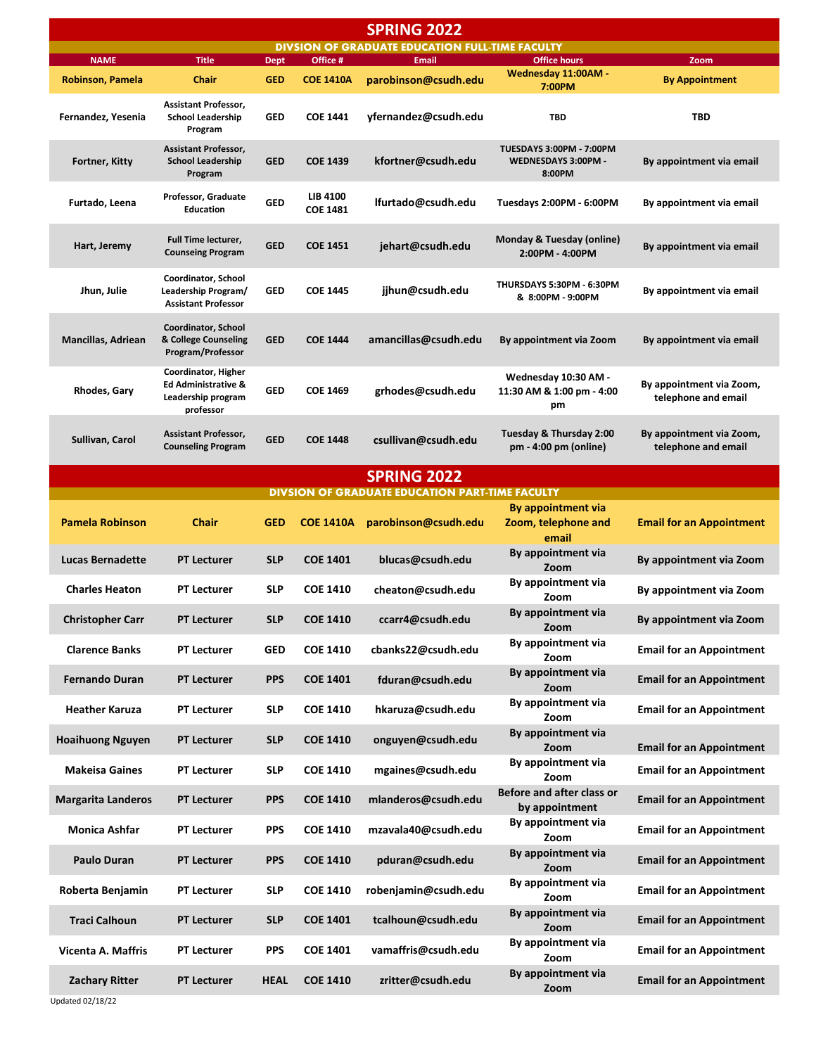# SPRING 2022

## DIVSION OF GRADUATE EDUCATION FULL-TIME FACULTY

| NAME | Title | Dept | Office # | Email | Office hours | Zoom |
|---|---|---|---|---|---|---|
| Robinson, Pamela | Chair | GED | COE 1410A | parobinson@csudh.edu | Wednesday 11:00AM - 7:00PM | By Appointment |
| Fernandez, Yesenia | Assistant Professor, School Leadership Program | GED | COE 1441 | yfernandez@csudh.edu | TBD | TBD |
| Fortner, Kitty | Assistant Professor, School Leadership Program | GED | COE 1439 | kfortner@csudh.edu | TUESDAYS 3:00PM - 7:00PM WEDNESDAYS 3:00PM - 8:00PM | By appointment via email |
| Furtado, Leena | Professor, Graduate Education | GED | LIB 4100 COE 1481 | lfurtado@csudh.edu | Tuesdays 2:00PM - 6:00PM | By appointment via email |
| Hart, Jeremy | Full Time lecturer, Counseing Program | GED | COE 1451 | jehart@csudh.edu | Monday & Tuesday (online) 2:00PM - 4:00PM | By appointment via email |
| Jhun, Julie | Coordinator, School Leadership Program/ Assistant Professor | GED | COE 1445 | jjhun@csudh.edu | THURSDAYS 5:30PM - 6:30PM & 8:00PM - 9:00PM | By appointment via email |
| Mancillas, Adriean | Coordinator, School & College Counseling Program/Professor | GED | COE 1444 | amancillas@csudh.edu | By appointment via Zoom | By appointment via email |
| Rhodes, Gary | Coordinator, Higher Ed Administrative & Leadership program professor | GED | COE 1469 | grhodes@csudh.edu | Wednesday 10:30 AM - 11:30 AM & 1:00 pm - 4:00 pm | By appointment via Zoom, telephone and email |
| Sullivan, Carol | Assistant Professor, Counseling Program | GED | COE 1448 | csullivan@csudh.edu | Tuesday & Thursday 2:00 pm - 4:00 pm (online) | By appointment via Zoom, telephone and email |

# SPRING 2022

## DIVSION OF GRADUATE EDUCATION PART-TIME FACULTY

| | | | | | | |
|---|---|---|---|---|---|---|
| Pamela Robinson | Chair | GED | COE 1410A | parobinson@csudh.edu | By appointment via Zoom, telephone and email | Email for an Appointment |
| Lucas Bernadette | PT Lecturer | SLP | COE 1401 | blucas@csudh.edu | By appointment via Zoom | By appointment via Zoom |
| Charles Heaton | PT Lecturer | SLP | COE 1410 | cheaton@csudh.edu | By appointment via Zoom | By appointment via Zoom |
| Christopher Carr | PT Lecturer | SLP | COE 1410 | ccarr4@csudh.edu | By appointment via Zoom | By appointment via Zoom |
| Clarence Banks | PT Lecturer | GED | COE 1410 | cbanks22@csudh.edu | By appointment via Zoom | Email for an Appointment |
| Fernando Duran | PT Lecturer | PPS | COE 1401 | fduran@csudh.edu | By appointment via Zoom | Email for an Appointment |
| Heather Karuza | PT Lecturer | SLP | COE 1410 | hkaruza@csudh.edu | By appointment via Zoom | Email for an Appointment |
| Hoaihuong Nguyen | PT Lecturer | SLP | COE 1410 | onguyen@csudh.edu | By appointment via Zoom | Email for an Appointment |
| Makeisa Gaines | PT Lecturer | SLP | COE 1410 | mgaines@csudh.edu | By appointment via Zoom | Email for an Appointment |
| Margarita Landeros | PT Lecturer | PPS | COE 1410 | mlanderos@csudh.edu | Before and after class or by appointment | Email for an Appointment |
| Monica Ashfar | PT Lecturer | PPS | COE 1410 | mzavala40@csudh.edu | By appointment via Zoom | Email for an Appointment |
| Paulo Duran | PT Lecturer | PPS | COE 1410 | pduran@csudh.edu | By appointment via Zoom | Email for an Appointment |
| Roberta Benjamin | PT Lecturer | SLP | COE 1410 | robenjamin@csudh.edu | By appointment via Zoom | Email for an Appointment |
| Traci Calhoun | PT Lecturer | SLP | COE 1401 | tcalhoun@csudh.edu | By appointment via Zoom | Email for an Appointment |
| Vicenta A. Maffris | PT Lecturer | PPS | COE 1401 | vamaffris@csudh.edu | By appointment via Zoom | Email for an Appointment |
| Zachary Ritter | PT Lecturer | HEAL | COE 1410 | zritter@csudh.edu | By appointment via Zoom | Email for an Appointment |

Updated 02/18/22